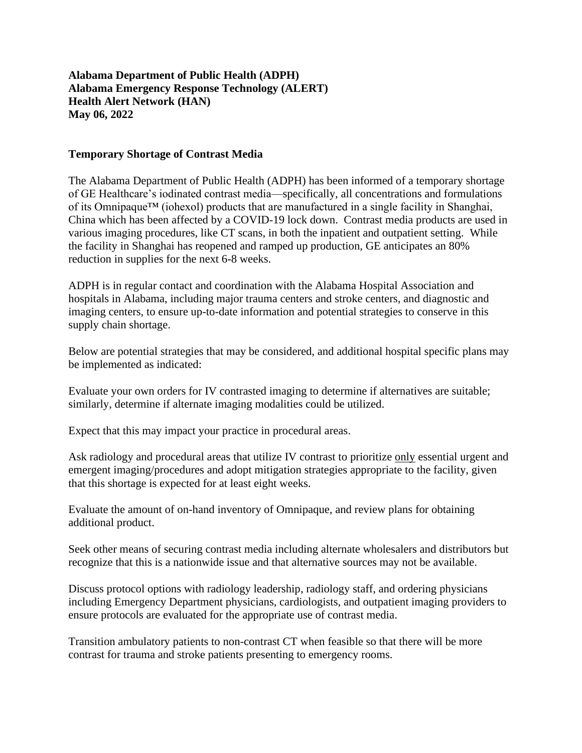**Alabama Department of Public Health (ADPH)**
**Alabama Emergency Response Technology (ALERT)**
**Health Alert Network (HAN)**
**May 06, 2022**

## Temporary Shortage of Contrast Media

The Alabama Department of Public Health (ADPH) has been informed of a temporary shortage of GE Healthcare's iodinated contrast media—specifically, all concentrations and formulations of its Omnipaque™ (iohexol) products that are manufactured in a single facility in Shanghai, China which has been affected by a COVID-19 lock down. Contrast media products are used in various imaging procedures, like CT scans, in both the inpatient and outpatient setting. While the facility in Shanghai has reopened and ramped up production, GE anticipates an 80% reduction in supplies for the next 6-8 weeks.

ADPH is in regular contact and coordination with the Alabama Hospital Association and hospitals in Alabama, including major trauma centers and stroke centers, and diagnostic and imaging centers, to ensure up-to-date information and potential strategies to conserve in this supply chain shortage.

Below are potential strategies that may be considered, and additional hospital specific plans may be implemented as indicated:

Evaluate your own orders for IV contrasted imaging to determine if alternatives are suitable; similarly, determine if alternate imaging modalities could be utilized.

Expect that this may impact your practice in procedural areas.

Ask radiology and procedural areas that utilize IV contrast to prioritize <u>only</u> essential urgent and emergent imaging/procedures and adopt mitigation strategies appropriate to the facility, given that this shortage is expected for at least eight weeks.

Evaluate the amount of on-hand inventory of Omnipaque, and review plans for obtaining additional product.

Seek other means of securing contrast media including alternate wholesalers and distributors but recognize that this is a nationwide issue and that alternative sources may not be available.

Discuss protocol options with radiology leadership, radiology staff, and ordering physicians including Emergency Department physicians, cardiologists, and outpatient imaging providers to ensure protocols are evaluated for the appropriate use of contrast media.

Transition ambulatory patients to non-contrast CT when feasible so that there will be more contrast for trauma and stroke patients presenting to emergency rooms.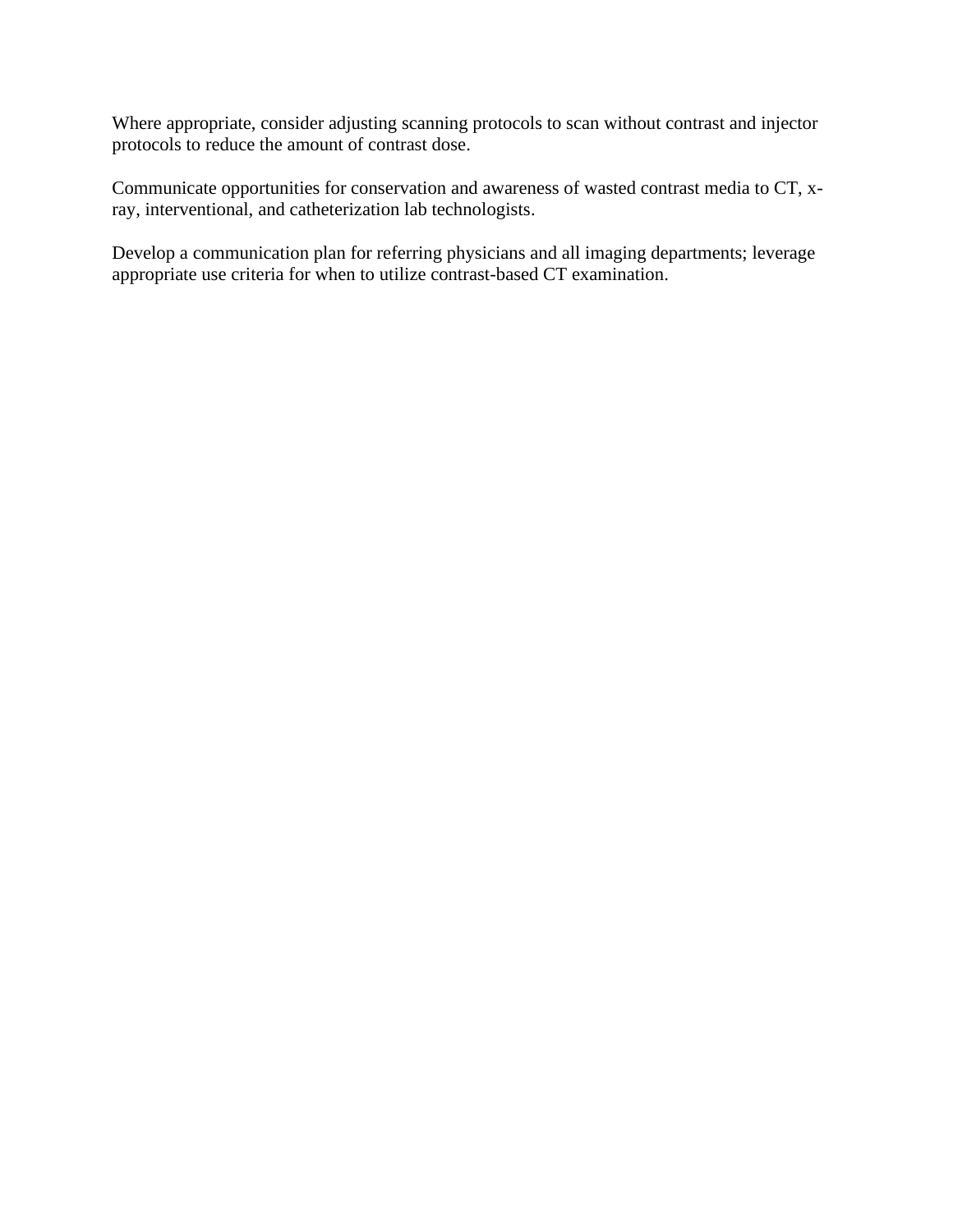Where appropriate, consider adjusting scanning protocols to scan without contrast and injector protocols to reduce the amount of contrast dose.

Communicate opportunities for conservation and awareness of wasted contrast media to CT, x-ray, interventional, and catheterization lab technologists.

Develop a communication plan for referring physicians and all imaging departments; leverage appropriate use criteria for when to utilize contrast-based CT examination.